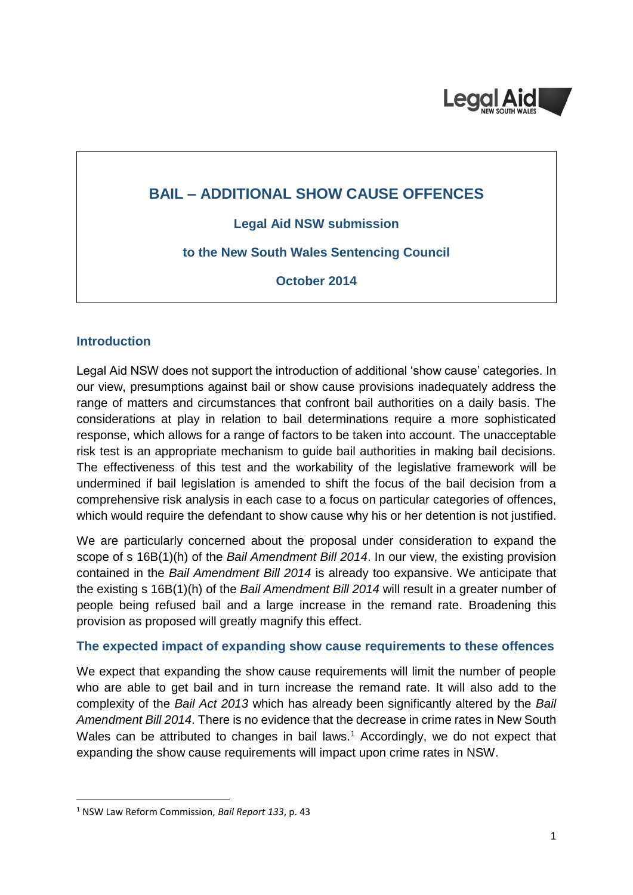# BAIL – ADDITIONAL SHOW CAUSE OFFENCES

**Legal Aid NSW submission**

**to the New South Wales Sentencing Council**

**October 2014**

## Introduction

Legal Aid NSW does not support the introduction of additional 'show cause' categories. In our view, presumptions against bail or show cause provisions inadequately address the range of matters and circumstances that confront bail authorities on a daily basis. The considerations at play in relation to bail determinations require a more sophisticated response, which allows for a range of factors to be taken into account. The unacceptable risk test is an appropriate mechanism to guide bail authorities in making bail decisions. The effectiveness of this test and the workability of the legislative framework will be undermined if bail legislation is amended to shift the focus of the bail decision from a comprehensive risk analysis in each case to a focus on particular categories of offences, which would require the defendant to show cause why his or her detention is not justified.

We are particularly concerned about the proposal under consideration to expand the scope of s 16B(1)(h) of the *Bail Amendment Bill 2014*. In our view, the existing provision contained in the *Bail Amendment Bill 2014* is already too expansive. We anticipate that the existing s 16B(1)(h) of the *Bail Amendment Bill 2014* will result in a greater number of people being refused bail and a large increase in the remand rate. Broadening this provision as proposed will greatly magnify this effect.

### The expected impact of expanding show cause requirements to these offences

We expect that expanding the show cause requirements will limit the number of people who are able to get bail and in turn increase the remand rate. It will also add to the complexity of the *Bail Act 2013* which has already been significantly altered by the *Bail Amendment Bill 2014*. There is no evidence that the decrease in crime rates in New South Wales can be attributed to changes in bail laws.[1] Accordingly, we do not expect that expanding the show cause requirements will impact upon crime rates in NSW.

[1] NSW Law Reform Commission, *Bail Report 133*, p. 43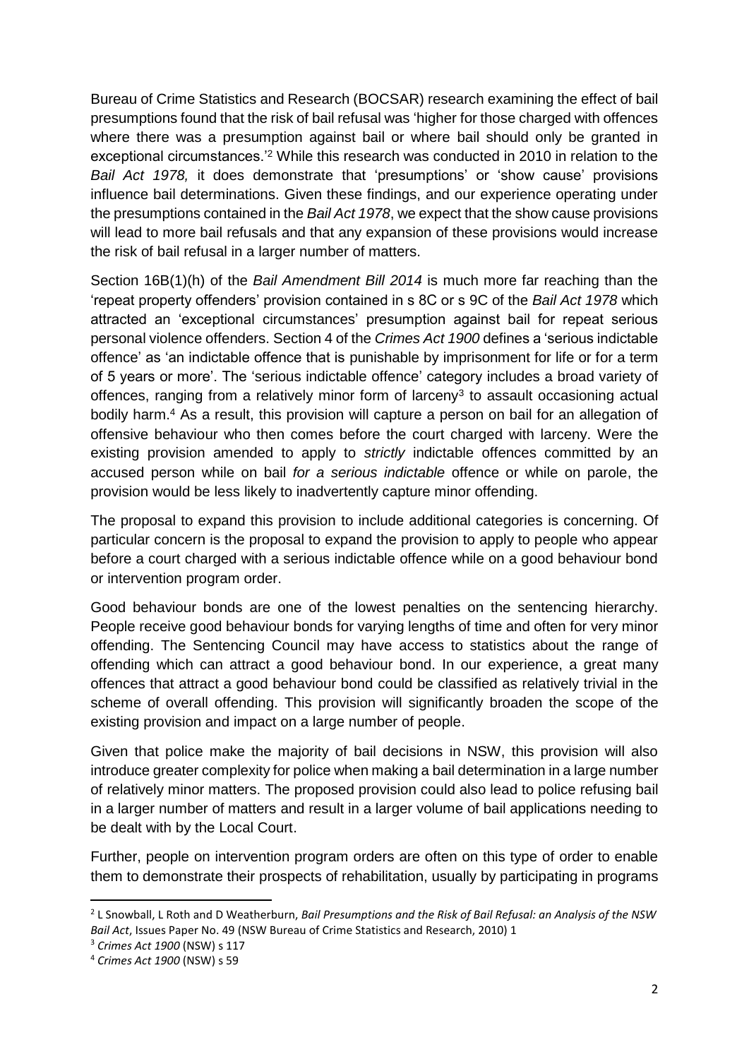Bureau of Crime Statistics and Research (BOCSAR) research examining the effect of bail presumptions found that the risk of bail refusal was 'higher for those charged with offences where there was a presumption against bail or where bail should only be granted in exceptional circumstances.'[2] While this research was conducted in 2010 in relation to the *Bail Act 1978,* it does demonstrate that 'presumptions' or 'show cause' provisions influence bail determinations. Given these findings, and our experience operating under the presumptions contained in the *Bail Act 1978*, we expect that the show cause provisions will lead to more bail refusals and that any expansion of these provisions would increase the risk of bail refusal in a larger number of matters.

Section 16B(1)(h) of the *Bail Amendment Bill 2014* is much more far reaching than the 'repeat property offenders' provision contained in s 8C or s 9C of the *Bail Act 1978* which attracted an 'exceptional circumstances' presumption against bail for repeat serious personal violence offenders. Section 4 of the *Crimes Act 1900* defines a 'serious indictable offence' as 'an indictable offence that is punishable by imprisonment for life or for a term of 5 years or more'. The 'serious indictable offence' category includes a broad variety of offences, ranging from a relatively minor form of larceny[3] to assault occasioning actual bodily harm.[4] As a result, this provision will capture a person on bail for an allegation of offensive behaviour who then comes before the court charged with larceny. Were the existing provision amended to apply to *strictly* indictable offences committed by an accused person while on bail *for a serious indictable* offence or while on parole, the provision would be less likely to inadvertently capture minor offending.

The proposal to expand this provision to include additional categories is concerning. Of particular concern is the proposal to expand the provision to apply to people who appear before a court charged with a serious indictable offence while on a good behaviour bond or intervention program order.

Good behaviour bonds are one of the lowest penalties on the sentencing hierarchy. People receive good behaviour bonds for varying lengths of time and often for very minor offending. The Sentencing Council may have access to statistics about the range of offending which can attract a good behaviour bond. In our experience, a great many offences that attract a good behaviour bond could be classified as relatively trivial in the scheme of overall offending. This provision will significantly broaden the scope of the existing provision and impact on a large number of people.

Given that police make the majority of bail decisions in NSW, this provision will also introduce greater complexity for police when making a bail determination in a large number of relatively minor matters. The proposed provision could also lead to police refusing bail in a larger number of matters and result in a larger volume of bail applications needing to be dealt with by the Local Court.

Further, people on intervention program orders are often on this type of order to enable them to demonstrate their prospects of rehabilitation, usually by participating in programs

---

[2] L Snowball, L Roth and D Weatherburn, *Bail Presumptions and the Risk of Bail Refusal: an Analysis of the NSW Bail Act*, Issues Paper No. 49 (NSW Bureau of Crime Statistics and Research, 2010) 1

[3] *Crimes Act 1900* (NSW) s 117

[4] *Crimes Act 1900* (NSW) s 59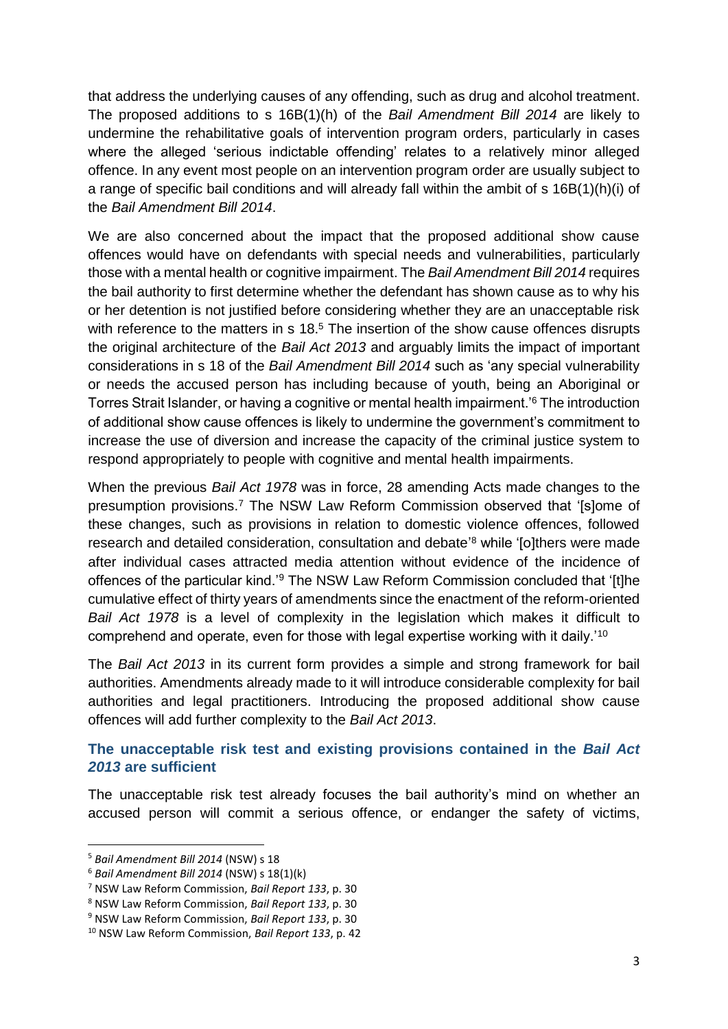that address the underlying causes of any offending, such as drug and alcohol treatment. The proposed additions to s 16B(1)(h) of the *Bail Amendment Bill 2014* are likely to undermine the rehabilitative goals of intervention program orders, particularly in cases where the alleged 'serious indictable offending' relates to a relatively minor alleged offence. In any event most people on an intervention program order are usually subject to a range of specific bail conditions and will already fall within the ambit of s 16B(1)(h)(i) of the *Bail Amendment Bill 2014*.

We are also concerned about the impact that the proposed additional show cause offences would have on defendants with special needs and vulnerabilities, particularly those with a mental health or cognitive impairment. The *Bail Amendment Bill 2014* requires the bail authority to first determine whether the defendant has shown cause as to why his or her detention is not justified before considering whether they are an unacceptable risk with reference to the matters in s 18.[5] The insertion of the show cause offences disrupts the original architecture of the *Bail Act 2013* and arguably limits the impact of important considerations in s 18 of the *Bail Amendment Bill 2014* such as 'any special vulnerability or needs the accused person has including because of youth, being an Aboriginal or Torres Strait Islander, or having a cognitive or mental health impairment.'[6] The introduction of additional show cause offences is likely to undermine the government's commitment to increase the use of diversion and increase the capacity of the criminal justice system to respond appropriately to people with cognitive and mental health impairments.

When the previous *Bail Act 1978* was in force, 28 amending Acts made changes to the presumption provisions.[7] The NSW Law Reform Commission observed that '[s]ome of these changes, such as provisions in relation to domestic violence offences, followed research and detailed consideration, consultation and debate'[8] while '[o]thers were made after individual cases attracted media attention without evidence of the incidence of offences of the particular kind.'[9] The NSW Law Reform Commission concluded that '[t]he cumulative effect of thirty years of amendments since the enactment of the reform-oriented *Bail Act 1978* is a level of complexity in the legislation which makes it difficult to comprehend and operate, even for those with legal expertise working with it daily.'[10]

The *Bail Act 2013* in its current form provides a simple and strong framework for bail authorities. Amendments already made to it will introduce considerable complexity for bail authorities and legal practitioners. Introducing the proposed additional show cause offences will add further complexity to the *Bail Act 2013*.

### The unacceptable risk test and existing provisions contained in the *Bail Act 2013* are sufficient

The unacceptable risk test already focuses the bail authority's mind on whether an accused person will commit a serious offence, or endanger the safety of victims,

---

[5] *Bail Amendment Bill 2014* (NSW) s 18

[6] *Bail Amendment Bill 2014* (NSW) s 18(1)(k)

[7] NSW Law Reform Commission, *Bail Report 133*, p. 30

[8] NSW Law Reform Commission, *Bail Report 133*, p. 30

[9] NSW Law Reform Commission, *Bail Report 133*, p. 30

[10] NSW Law Reform Commission, *Bail Report 133*, p. 42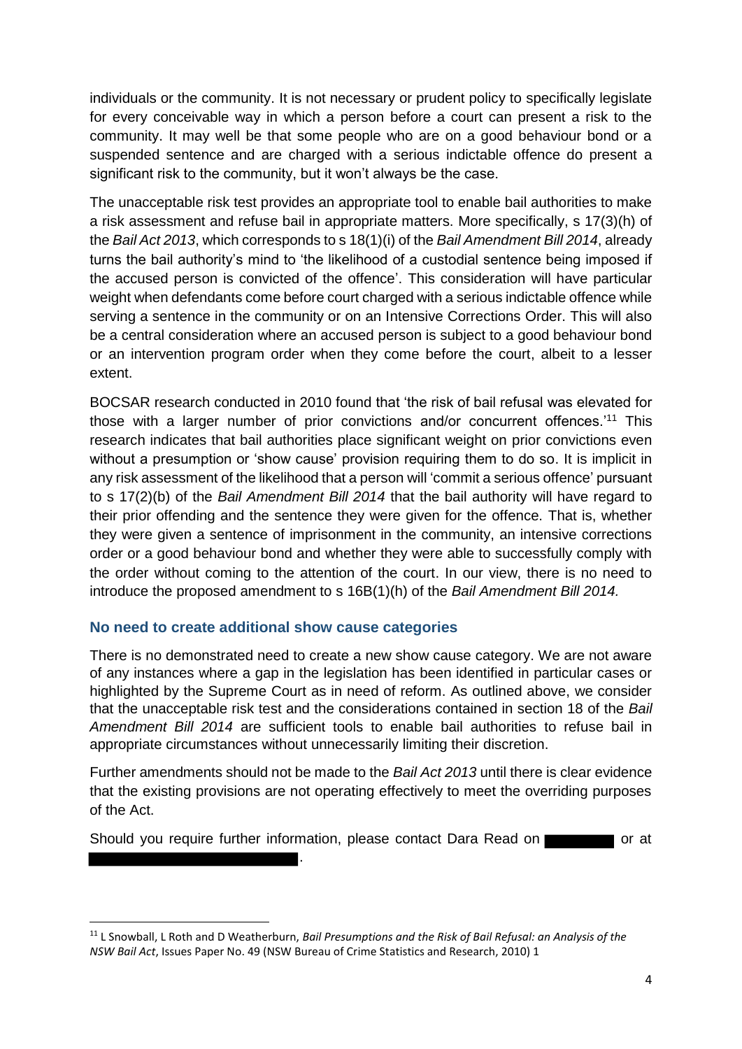individuals or the community. It is not necessary or prudent policy to specifically legislate for every conceivable way in which a person before a court can present a risk to the community. It may well be that some people who are on a good behaviour bond or a suspended sentence and are charged with a serious indictable offence do present a significant risk to the community, but it won't always be the case.

The unacceptable risk test provides an appropriate tool to enable bail authorities to make a risk assessment and refuse bail in appropriate matters. More specifically, s 17(3)(h) of the *Bail Act 2013*, which corresponds to s 18(1)(i) of the *Bail Amendment Bill 2014*, already turns the bail authority's mind to 'the likelihood of a custodial sentence being imposed if the accused person is convicted of the offence'. This consideration will have particular weight when defendants come before court charged with a serious indictable offence while serving a sentence in the community or on an Intensive Corrections Order. This will also be a central consideration where an accused person is subject to a good behaviour bond or an intervention program order when they come before the court, albeit to a lesser extent.

BOCSAR research conducted in 2010 found that 'the risk of bail refusal was elevated for those with a larger number of prior convictions and/or concurrent offences.'[11] This research indicates that bail authorities place significant weight on prior convictions even without a presumption or 'show cause' provision requiring them to do so. It is implicit in any risk assessment of the likelihood that a person will 'commit a serious offence' pursuant to s 17(2)(b) of the *Bail Amendment Bill 2014* that the bail authority will have regard to their prior offending and the sentence they were given for the offence. That is, whether they were given a sentence of imprisonment in the community, an intensive corrections order or a good behaviour bond and whether they were able to successfully comply with the order without coming to the attention of the court. In our view, there is no need to introduce the proposed amendment to s 16B(1)(h) of the *Bail Amendment Bill 2014.*

## No need to create additional show cause categories

There is no demonstrated need to create a new show cause category. We are not aware of any instances where a gap in the legislation has been identified in particular cases or highlighted by the Supreme Court as in need of reform. As outlined above, we consider that the unacceptable risk test and the considerations contained in section 18 of the *Bail Amendment Bill 2014* are sufficient tools to enable bail authorities to refuse bail in appropriate circumstances without unnecessarily limiting their discretion.

Further amendments should not be made to the *Bail Act 2013* until there is clear evidence that the existing provisions are not operating effectively to meet the overriding purposes of the Act.

Should you require further information, please contact Dara Read on [redacted] or at [redacted].

---

[11] L Snowball, L Roth and D Weatherburn, *Bail Presumptions and the Risk of Bail Refusal: an Analysis of the NSW Bail Act*, Issues Paper No. 49 (NSW Bureau of Crime Statistics and Research, 2010) 1